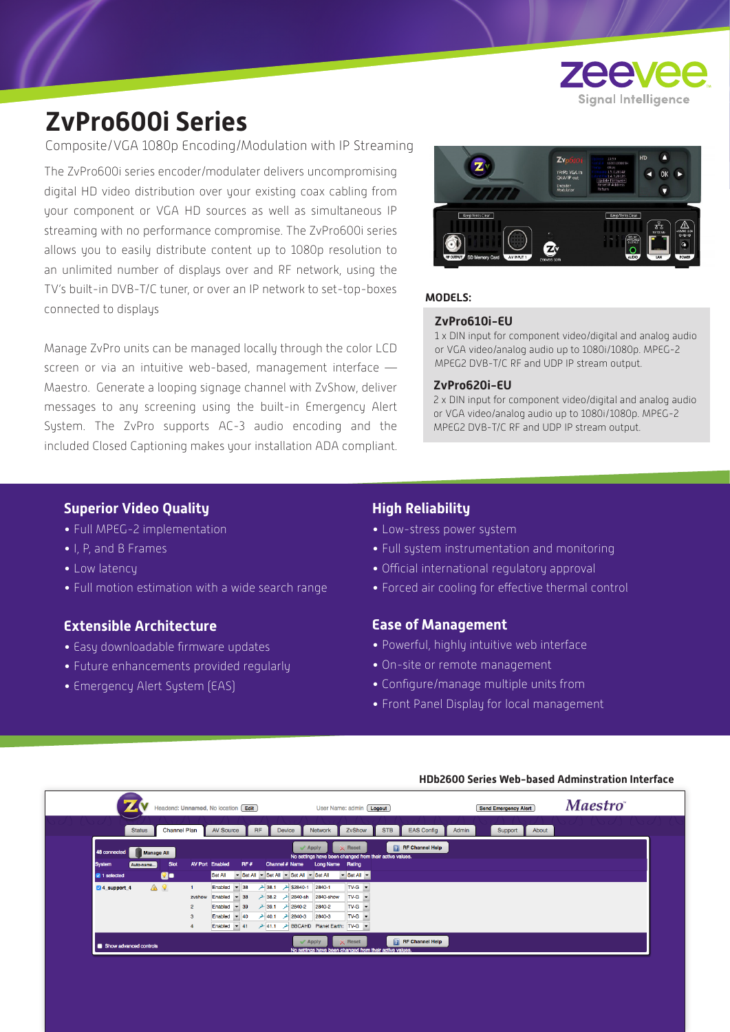# ZvPro600i Series

Composite/VGA 1080p Encoding/Modulation with IP Streaming

The ZvPro600i series encoder/modulater delivers uncompromising digital HD video distribution over your existing coax cabling from your component or VGA HD sources as well as simultaneous IP streaming with no performance compromise. The ZvPro600i series allows you to easily distribute content up to 1080p resolution to an unlimited number of displays over and RF network, using the TV's built-in DVB-T/C tuner, or over an IP network to set-top-boxes connected to displays

Manage ZvPro units can be managed locally through the color LCD screen or via an intuitive web-based, management interface — Maestro. Generate a looping signage channel with ZvShow, deliver messages to any screening using the built-in Emergency Alert System. The ZvPro supports AC-3 audio encoding and the included Closed Captioning makes your installation ADA compliant.

**MODELS:**

### ZvPro610i-EU

1 x DIN input for component video/digital and analog audio or VGA video/analog audio up to 1080i/1080p. MPEG-2 MPEG2 DVB-T/C RF and UDP IP stream output.

### ZvPro620i-EU

2 x DIN input for component video/digital and analog audio or VGA video/analog audio up to 1080i/1080p. MPEG-2 MPEG2 DVB-T/C RF and UDP IP stream output.

## Superior Video Quality

- Full MPEG-2 implementation
- I, P, and B Frames
- Low latency
- Full motion estimation with a wide search range

## Extensible Architecture

- Easy downloadable firmware updates
- Future enhancements provided regularly
- Emergency Alert System (EAS)

## High Reliability

- Low-stress power system
- Full system instrumentation and monitoring
- Official international regulatory approval
- Forced air cooling for effective thermal control

## Ease of Management

- Powerful, highly intuitive web interface
- On-site or remote management
- Configure/manage multiple units from
- Front Panel Display for local management

**HDb2600 Series Web-based Adminstration Interface**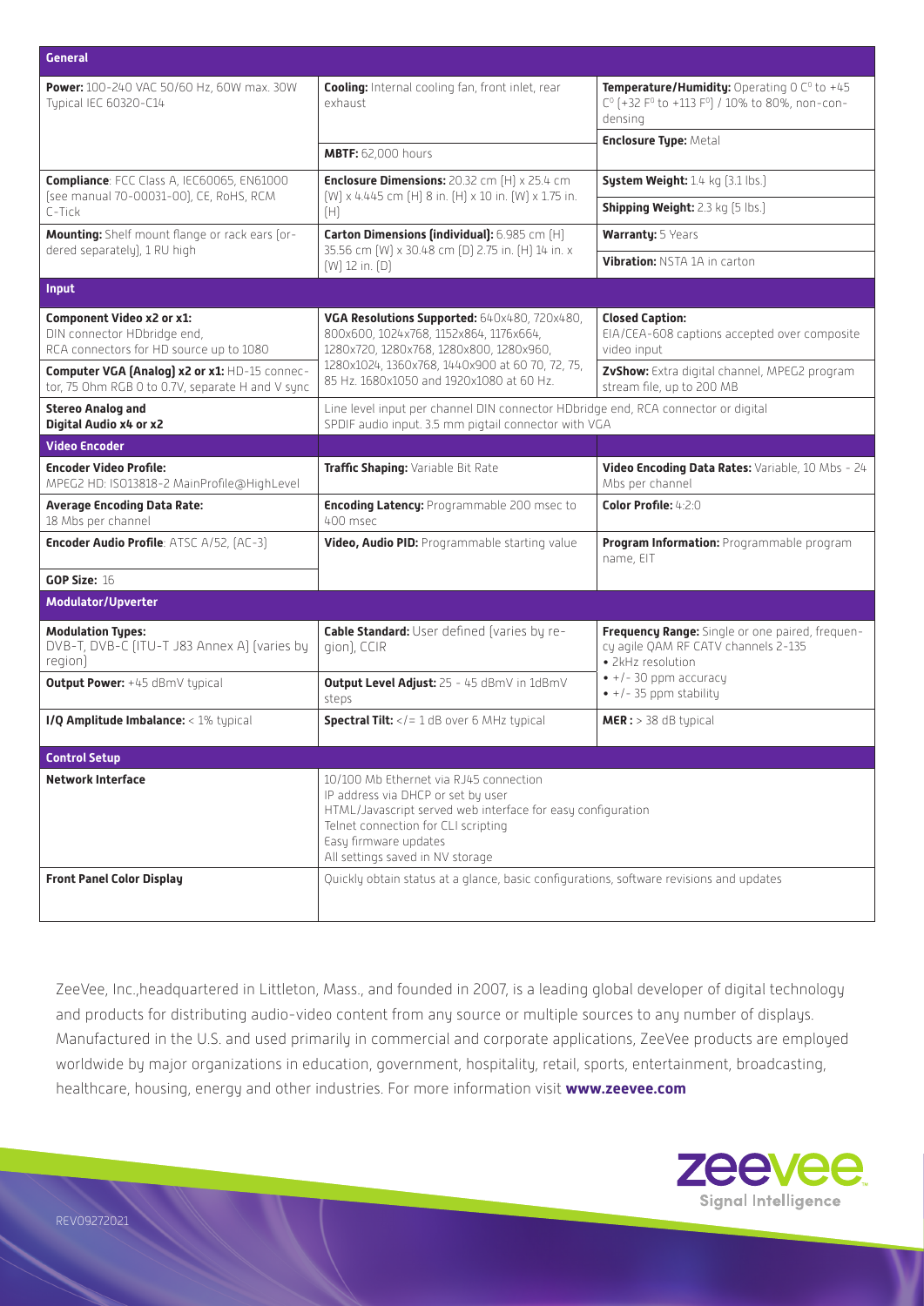| General | | |
|---|---|---|
| **Power:** 100-240 VAC 50/60 Hz, 60W max. 30W Typical IEC 60320-C14 | **Cooling:** Internal cooling fan, front inlet, rear exhaust<br>**MBTF:** 62,000 hours | **Temperature/Humidity:** Operating 0 C⁰ to +45 C⁰ (+32 F⁰ to +113 F⁰) / 10% to 80%, non-condensing<br>**Enclosure Type:** Metal |
| **Compliance**: FCC Class A, IEC60065, EN61000 (see manual 70-00031-00), CE, RoHS, RCM C-Tick | **Enclosure Dimensions:** 20.32 cm (H) x 25.4 cm (W) x 4.445 cm (H) 8 in. (H) x 10 in. (W) x 1.75 in. (H) | **System Weight:** 1.4 kg (3.1 lbs.)<br>**Shipping Weight:** 2.3 kg (5 lbs.) |
| **Mounting:** Shelf mount flange or rack ears (ordered separately), 1 RU high | **Carton Dimensions (individual):** 6.985 cm (H) 35.56 cm (W) x 30.48 cm (D) 2.75 in. (H) 14 in. x (W) 12 in. (D) | **Warranty:** 5 Years<br>**Vibration:** NSTA 1A in carton |
| **Input** | | |
| **Component Video x2 or x1:** DIN connector HDbridge end, RCA connectors for HD source up to 1080 | **VGA Resolutions Supported:** 640x480, 720x480, 800x600, 1024x768, 1152x864, 1176x664, 1280x720, 1280x768, 1280x800, 1280x960, 1280x1024, 1360x768, 1440x900 at 60 70, 72, 75, 85 Hz. 1680x1050 and 1920x1080 at 60 Hz. | **Closed Caption:** EIA/CEA-608 captions accepted over composite video input |
| **Computer VGA (Analog) x2 or x1:** HD-15 connector, 75 Ohm RGB 0 to 0.7V, separate H and V sync | | **ZvShow:** Extra digital channel, MPEG2 program stream file, up to 200 MB |
| **Stereo Analog and Digital Audio x4 or x2** | Line level input per channel DIN connector HDbridge end, RCA connector or digital SPDIF audio input. 3.5 mm pigtail connector with VGA | |
| **Video Encoder** | | |
| **Encoder Video Profile:** MPEG2 HD: ISO13818-2 MainProfile@HighLevel | **Traffic Shaping:** Variable Bit Rate | **Video Encoding Data Rates:** Variable, 10 Mbs - 24 Mbs per channel |
| **Average Encoding Data Rate:** 18 Mbs per channel | **Encoding Latency:** Programmable 200 msec to 400 msec | **Color Profile:** 4:2:0 |
| **Encoder Audio Profile**: ATSC A/52, (AC-3) | **Video, Audio PID:** Programmable starting value | **Program Information:** Programmable program name, EIT |
| **GOP Size:** 16 | | |
| **Modulator/Upverter** | | |
| **Modulation Types:** DVB-T, DVB-C (ITU-T J83 Annex A) (varies by region) | **Cable Standard:** User defined (varies by region), CCIR | **Frequency Range:** Single or one paired, frequency agile QAM RF CATV channels 2-135<br>• 2kHz resolution<br>• +/- 30 ppm accuracy<br>• +/- 35 ppm stability |
| **Output Power:** +45 dBmV typical | **Output Level Adjust:** 25 - 45 dBmV in 1dBmV steps | |
| **I/Q Amplitude Imbalance:** < 1% typical | **Spectral Tilt:** </= 1 dB over 6 MHz typical | **MER :** > 38 dB typical |
| **Control Setup** | | |
| **Network Interface** | 10/100 Mb Ethernet via RJ45 connection<br>IP address via DHCP or set by user<br>HTML/Javascript served web interface for easy configuration<br>Telnet connection for CLI scripting<br>Easy firmware updates<br>All settings saved in NV storage | |
| **Front Panel Color Display** | Quickly obtain status at a glance, basic configurations, software revisions and updates | |

ZeeVee, Inc.,headquartered in Littleton, Mass., and founded in 2007, is a leading global developer of digital technology and products for distributing audio-video content from any source or multiple sources to any number of displays. Manufactured in the U.S. and used primarily in commercial and corporate applications, ZeeVee products are employed worldwide by major organizations in education, government, hospitality, retail, sports, entertainment, broadcasting, healthcare, housing, energy and other industries. For more information visit **www.zeevee.com**

zeevee Signal Intelligence

REV09272021